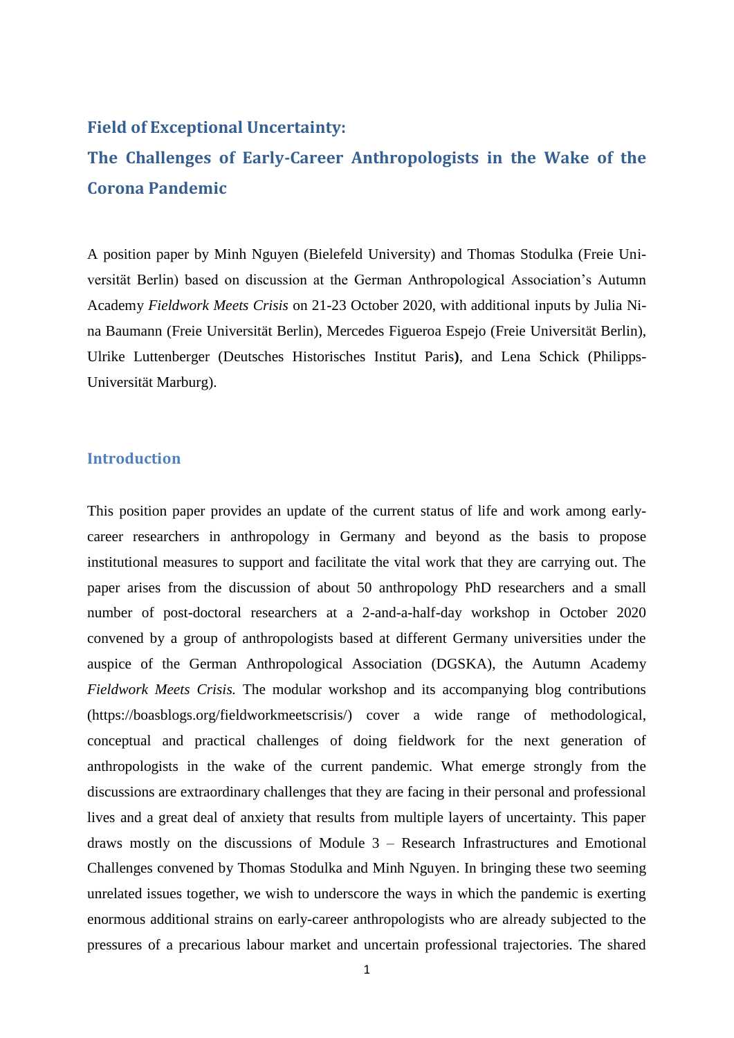# Field of Exceptional Uncertainty:

# The Challenges of Early-Career Anthropologists in the Wake of the Corona Pandemic

A position paper by Minh Nguyen (Bielefeld University) and Thomas Stodulka (Freie Universität Berlin) based on discussion at the German Anthropological Association's Autumn Academy *Fieldwork Meets Crisis* on 21-23 October 2020, with additional inputs by Julia Nina Baumann (Freie Universität Berlin), Mercedes Figueroa Espejo (Freie Universität Berlin), Ulrike Luttenberger (Deutsches Historisches Institut Paris**)**, and Lena Schick (Philipps-Universität Marburg).

## Introduction

This position paper provides an update of the current status of life and work among early-career researchers in anthropology in Germany and beyond as the basis to propose institutional measures to support and facilitate the vital work that they are carrying out. The paper arises from the discussion of about 50 anthropology PhD researchers and a small number of post-doctoral researchers at a 2-and-a-half-day workshop in October 2020 convened by a group of anthropologists based at different Germany universities under the auspice of the German Anthropological Association (DGSKA), the Autumn Academy *Fieldwork Meets Crisis.* The modular workshop and its accompanying blog contributions (https://boasblogs.org/fieldworkmeetscrisis/) cover a wide range of methodological, conceptual and practical challenges of doing fieldwork for the next generation of anthropologists in the wake of the current pandemic. What emerge strongly from the discussions are extraordinary challenges that they are facing in their personal and professional lives and a great deal of anxiety that results from multiple layers of uncertainty. This paper draws mostly on the discussions of Module 3 – Research Infrastructures and Emotional Challenges convened by Thomas Stodulka and Minh Nguyen. In bringing these two seeming unrelated issues together, we wish to underscore the ways in which the pandemic is exerting enormous additional strains on early-career anthropologists who are already subjected to the pressures of a precarious labour market and uncertain professional trajectories. The shared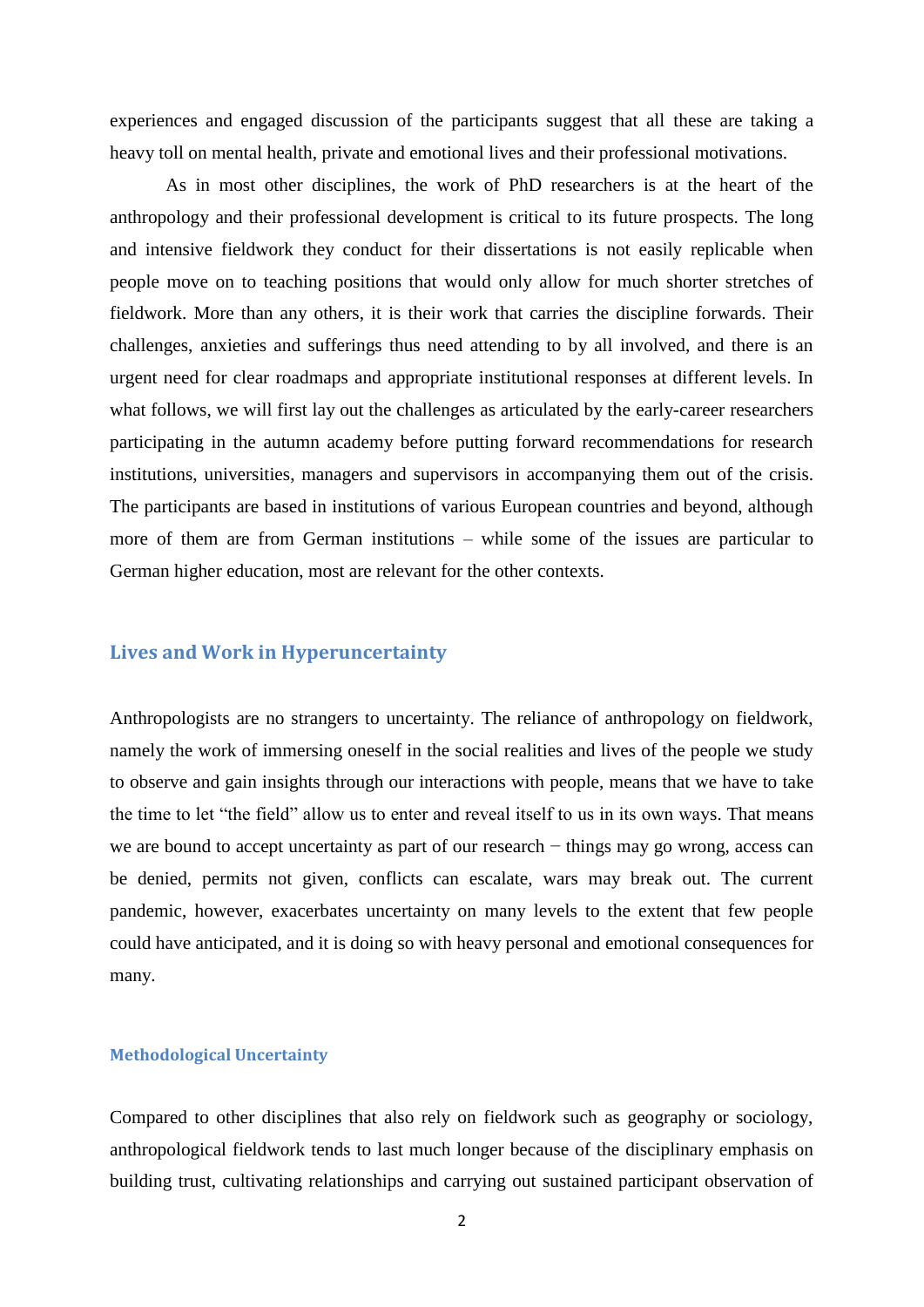experiences and engaged discussion of the participants suggest that all these are taking a heavy toll on mental health, private and emotional lives and their professional motivations.

As in most other disciplines, the work of PhD researchers is at the heart of the anthropology and their professional development is critical to its future prospects. The long and intensive fieldwork they conduct for their dissertations is not easily replicable when people move on to teaching positions that would only allow for much shorter stretches of fieldwork. More than any others, it is their work that carries the discipline forwards. Their challenges, anxieties and sufferings thus need attending to by all involved, and there is an urgent need for clear roadmaps and appropriate institutional responses at different levels. In what follows, we will first lay out the challenges as articulated by the early-career researchers participating in the autumn academy before putting forward recommendations for research institutions, universities, managers and supervisors in accompanying them out of the crisis. The participants are based in institutions of various European countries and beyond, although more of them are from German institutions – while some of the issues are particular to German higher education, most are relevant for the other contexts.

## Lives and Work in Hyperuncertainty

Anthropologists are no strangers to uncertainty. The reliance of anthropology on fieldwork, namely the work of immersing oneself in the social realities and lives of the people we study to observe and gain insights through our interactions with people, means that we have to take the time to let "the field" allow us to enter and reveal itself to us in its own ways. That means we are bound to accept uncertainty as part of our research − things may go wrong, access can be denied, permits not given, conflicts can escalate, wars may break out. The current pandemic, however, exacerbates uncertainty on many levels to the extent that few people could have anticipated, and it is doing so with heavy personal and emotional consequences for many.

### Methodological Uncertainty

Compared to other disciplines that also rely on fieldwork such as geography or sociology, anthropological fieldwork tends to last much longer because of the disciplinary emphasis on building trust, cultivating relationships and carrying out sustained participant observation of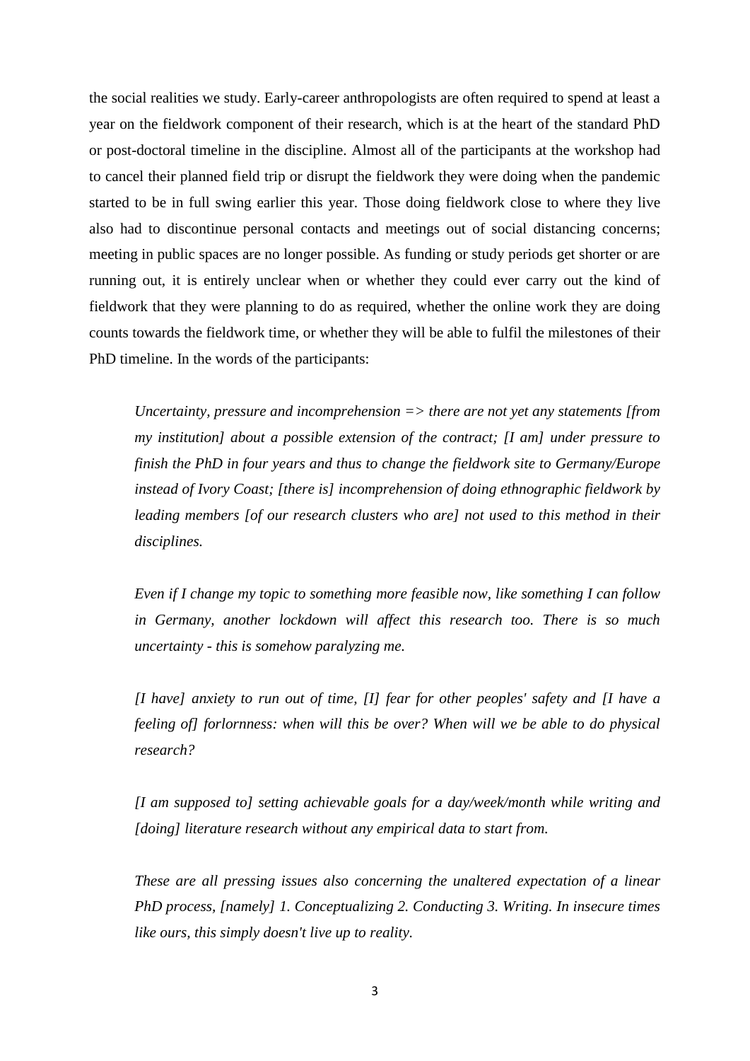the social realities we study. Early-career anthropologists are often required to spend at least a year on the fieldwork component of their research, which is at the heart of the standard PhD or post-doctoral timeline in the discipline. Almost all of the participants at the workshop had to cancel their planned field trip or disrupt the fieldwork they were doing when the pandemic started to be in full swing earlier this year. Those doing fieldwork close to where they live also had to discontinue personal contacts and meetings out of social distancing concerns; meeting in public spaces are no longer possible. As funding or study periods get shorter or are running out, it is entirely unclear when or whether they could ever carry out the kind of fieldwork that they were planning to do as required, whether the online work they are doing counts towards the fieldwork time, or whether they will be able to fulfil the milestones of their PhD timeline. In the words of the participants:

> *Uncertainty, pressure and incomprehension => there are not yet any statements [from my institution] about a possible extension of the contract; [I am] under pressure to finish the PhD in four years and thus to change the fieldwork site to Germany/Europe instead of Ivory Coast; [there is] incomprehension of doing ethnographic fieldwork by leading members [of our research clusters who are] not used to this method in their disciplines.*

> *Even if I change my topic to something more feasible now, like something I can follow in Germany, another lockdown will affect this research too. There is so much uncertainty - this is somehow paralyzing me.*

> *[I have] anxiety to run out of time, [I] fear for other peoples' safety and [I have a feeling of] forlornness: when will this be over? When will we be able to do physical research?*

> *[I am supposed to] setting achievable goals for a day/week/month while writing and [doing] literature research without any empirical data to start from.*

> *These are all pressing issues also concerning the unaltered expectation of a linear PhD process, [namely] 1. Conceptualizing 2. Conducting 3. Writing. In insecure times like ours, this simply doesn't live up to reality.*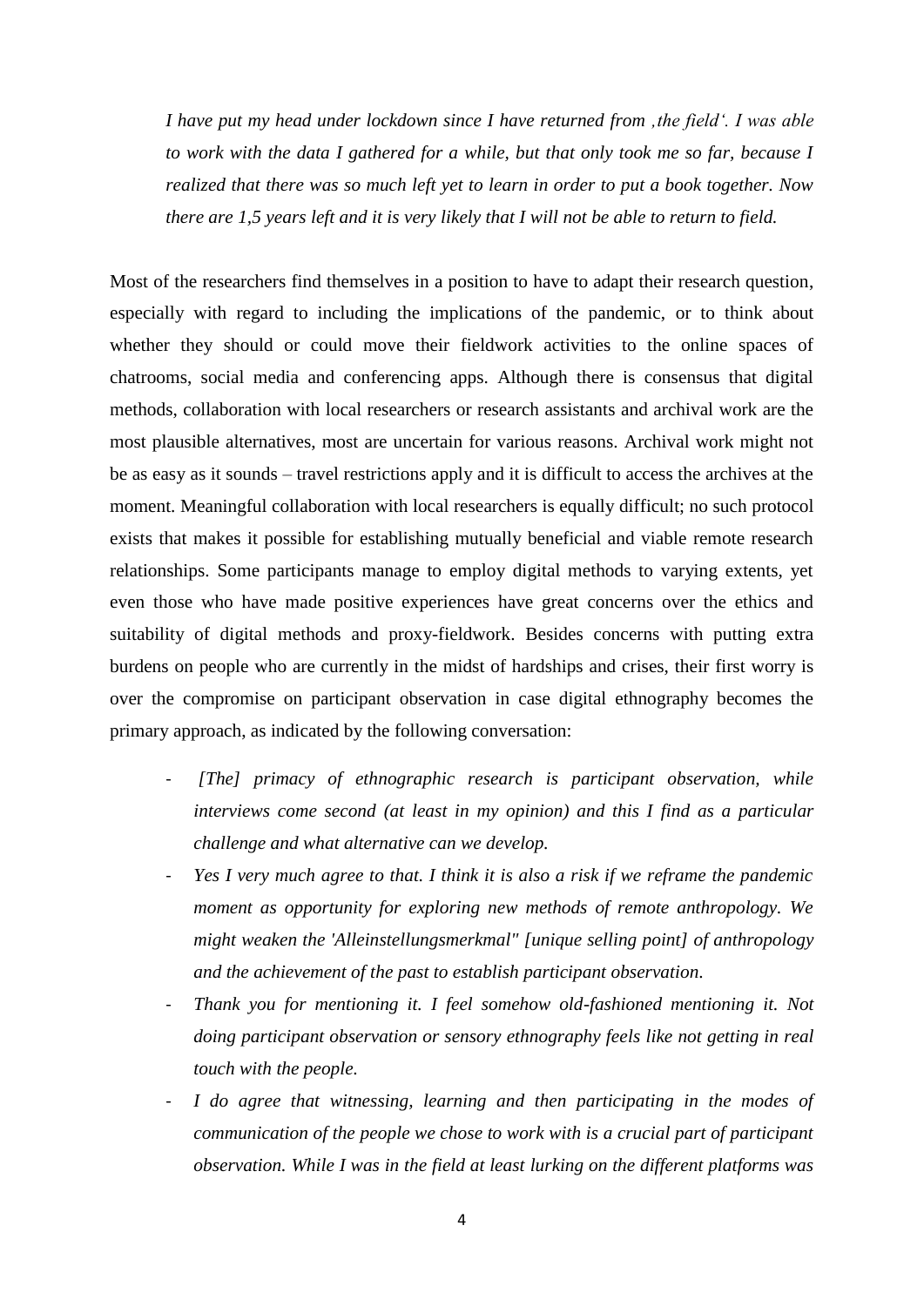*I have put my head under lockdown since I have returned from ‚the field‘. I was able to work with the data I gathered for a while, but that only took me so far, because I realized that there was so much left yet to learn in order to put a book together. Now there are 1,5 years left and it is very likely that I will not be able to return to field.*

Most of the researchers find themselves in a position to have to adapt their research question, especially with regard to including the implications of the pandemic, or to think about whether they should or could move their fieldwork activities to the online spaces of chatrooms, social media and conferencing apps. Although there is consensus that digital methods, collaboration with local researchers or research assistants and archival work are the most plausible alternatives, most are uncertain for various reasons. Archival work might not be as easy as it sounds – travel restrictions apply and it is difficult to access the archives at the moment. Meaningful collaboration with local researchers is equally difficult; no such protocol exists that makes it possible for establishing mutually beneficial and viable remote research relationships. Some participants manage to employ digital methods to varying extents, yet even those who have made positive experiences have great concerns over the ethics and suitability of digital methods and proxy-fieldwork. Besides concerns with putting extra burdens on people who are currently in the midst of hardships and crises, their first worry is over the compromise on participant observation in case digital ethnography becomes the primary approach, as indicated by the following conversation:

- *[The] primacy of ethnographic research is participant observation, while interviews come second (at least in my opinion) and this I find as a particular challenge and what alternative can we develop.*
- *Yes I very much agree to that. I think it is also a risk if we reframe the pandemic moment as opportunity for exploring new methods of remote anthropology. We might weaken the 'Alleinstellungsmerkmal" [unique selling point] of anthropology and the achievement of the past to establish participant observation.*
- *Thank you for mentioning it. I feel somehow old-fashioned mentioning it. Not doing participant observation or sensory ethnography feels like not getting in real touch with the people.*
- *I do agree that witnessing, learning and then participating in the modes of communication of the people we chose to work with is a crucial part of participant observation. While I was in the field at least lurking on the different platforms was*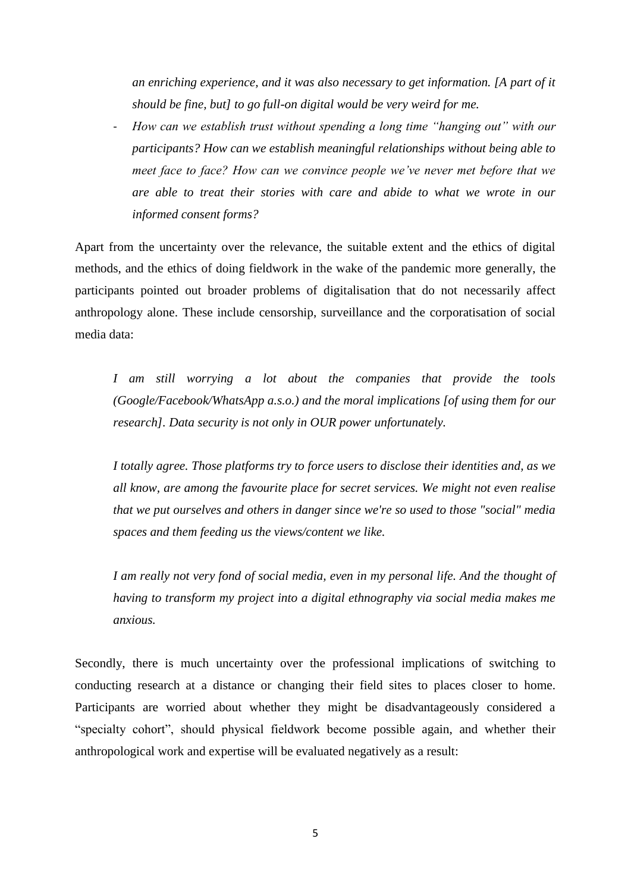*an enriching experience, and it was also necessary to get information. [A part of it should be fine, but] to go full-on digital would be very weird for me.*

- *How can we establish trust without spending a long time "hanging out" with our participants? How can we establish meaningful relationships without being able to meet face to face? How can we convince people we've never met before that we are able to treat their stories with care and abide to what we wrote in our informed consent forms?*

Apart from the uncertainty over the relevance, the suitable extent and the ethics of digital methods, and the ethics of doing fieldwork in the wake of the pandemic more generally, the participants pointed out broader problems of digitalisation that do not necessarily affect anthropology alone. These include censorship, surveillance and the corporatisation of social media data:

> *I am still worrying a lot about the companies that provide the tools (Google/Facebook/WhatsApp a.s.o.) and the moral implications [of using them for our research]. Data security is not only in OUR power unfortunately.*
>
> *I totally agree. Those platforms try to force users to disclose their identities and, as we all know, are among the favourite place for secret services. We might not even realise that we put ourselves and others in danger since we're so used to those "social" media spaces and them feeding us the views/content we like.*
>
> *I am really not very fond of social media, even in my personal life. And the thought of having to transform my project into a digital ethnography via social media makes me anxious.*

Secondly, there is much uncertainty over the professional implications of switching to conducting research at a distance or changing their field sites to places closer to home. Participants are worried about whether they might be disadvantageously considered a "specialty cohort", should physical fieldwork become possible again, and whether their anthropological work and expertise will be evaluated negatively as a result: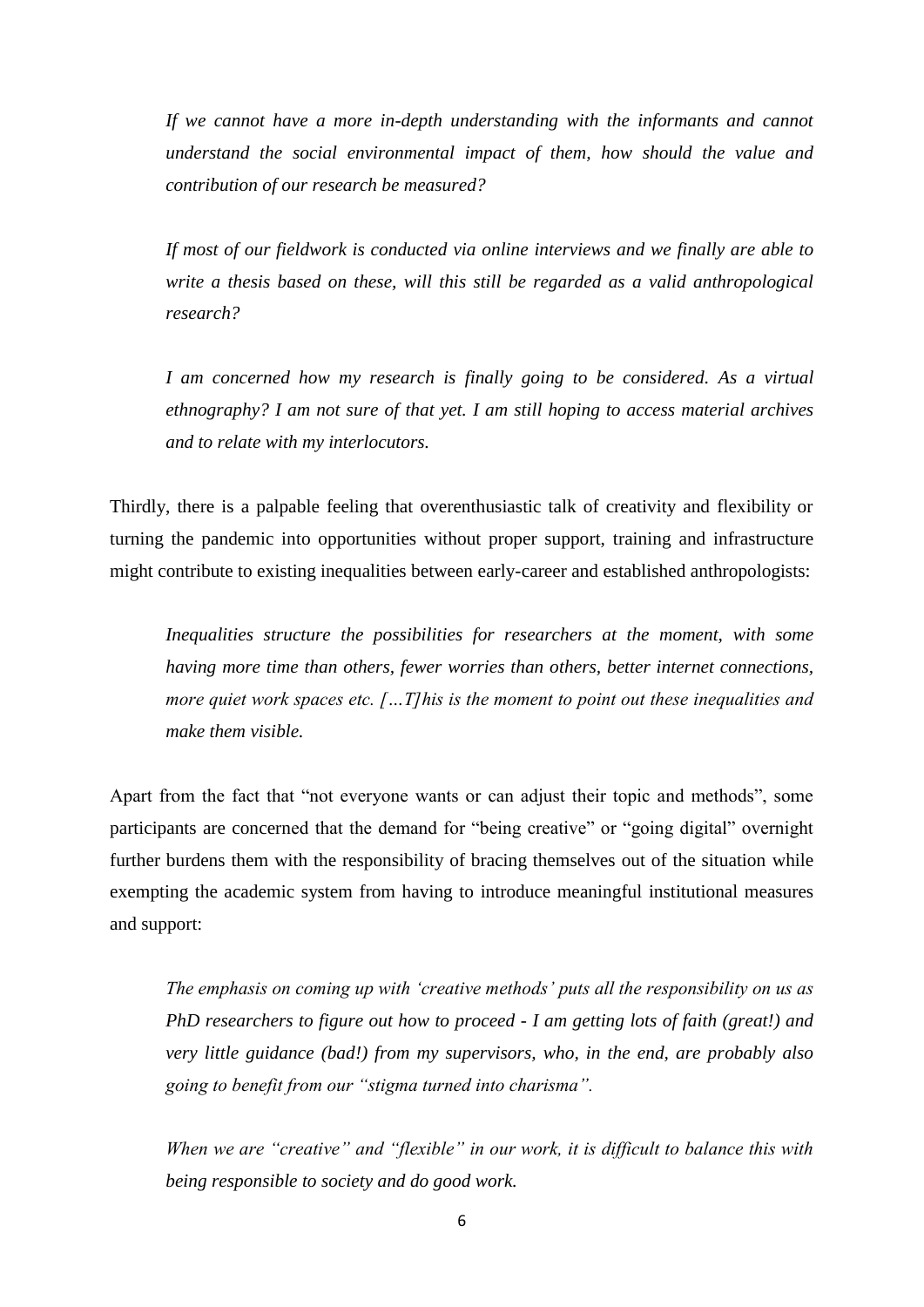> *If we cannot have a more in-depth understanding with the informants and cannot understand the social environmental impact of them, how should the value and contribution of our research be measured?*

> *If most of our fieldwork is conducted via online interviews and we finally are able to write a thesis based on these, will this still be regarded as a valid anthropological research?*

> *I am concerned how my research is finally going to be considered. As a virtual ethnography? I am not sure of that yet. I am still hoping to access material archives and to relate with my interlocutors.*

Thirdly, there is a palpable feeling that overenthusiastic talk of creativity and flexibility or turning the pandemic into opportunities without proper support, training and infrastructure might contribute to existing inequalities between early-career and established anthropologists:

> *Inequalities structure the possibilities for researchers at the moment, with some having more time than others, fewer worries than others, better internet connections, more quiet work spaces etc. […T]his is the moment to point out these inequalities and make them visible.*

Apart from the fact that "not everyone wants or can adjust their topic and methods", some participants are concerned that the demand for "being creative" or "going digital" overnight further burdens them with the responsibility of bracing themselves out of the situation while exempting the academic system from having to introduce meaningful institutional measures and support:

> *The emphasis on coming up with 'creative methods' puts all the responsibility on us as PhD researchers to figure out how to proceed - I am getting lots of faith (great!) and very little guidance (bad!) from my supervisors, who, in the end, are probably also going to benefit from our "stigma turned into charisma".*

> *When we are "creative" and "flexible" in our work, it is difficult to balance this with being responsible to society and do good work.*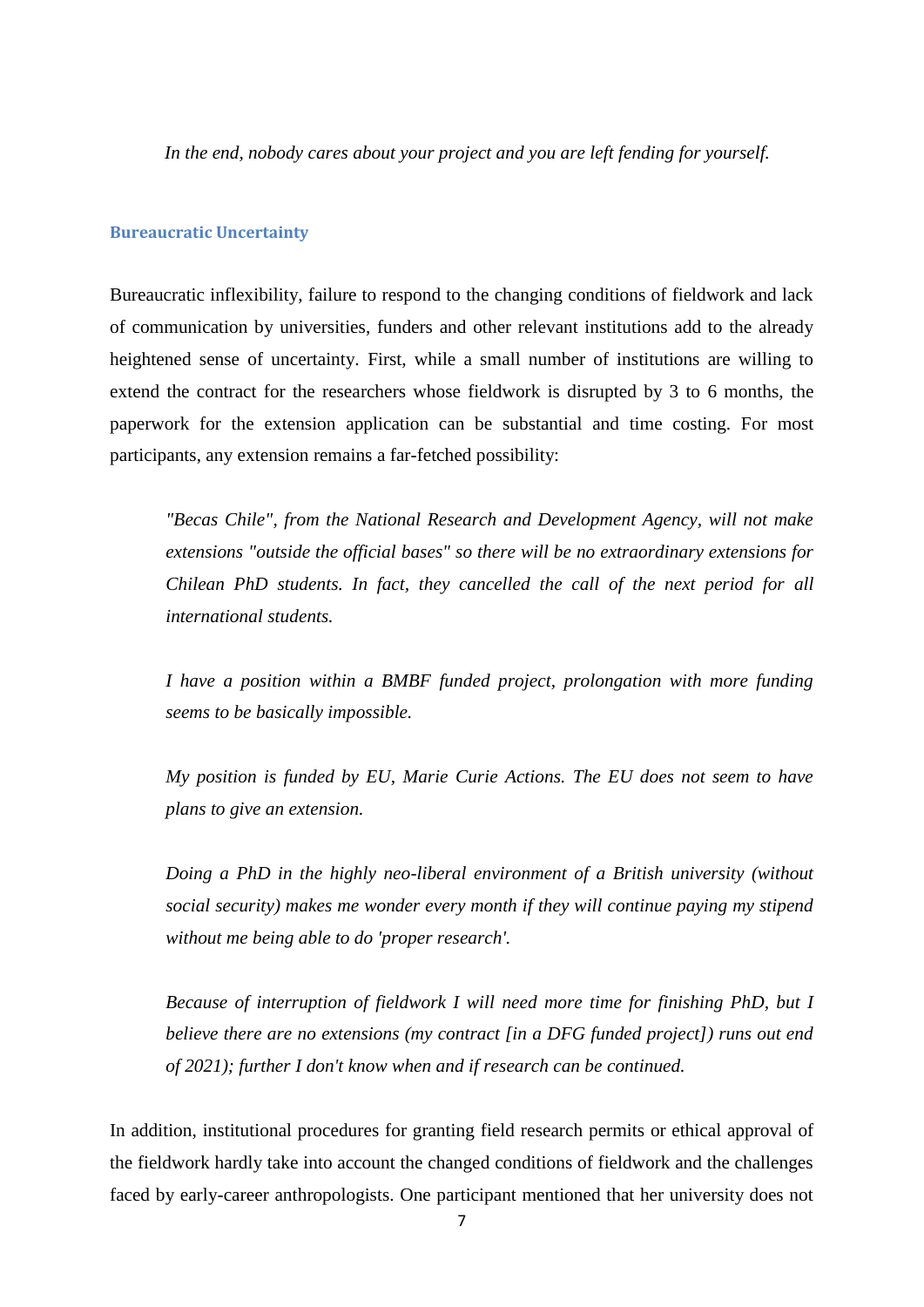*In the end, nobody cares about your project and you are left fending for yourself.*

### Bureaucratic Uncertainty

Bureaucratic inflexibility, failure to respond to the changing conditions of fieldwork and lack of communication by universities, funders and other relevant institutions add to the already heightened sense of uncertainty. First, while a small number of institutions are willing to extend the contract for the researchers whose fieldwork is disrupted by 3 to 6 months, the paperwork for the extension application can be substantial and time costing. For most participants, any extension remains a far-fetched possibility:

> *"Becas Chile", from the National Research and Development Agency, will not make extensions "outside the official bases" so there will be no extraordinary extensions for Chilean PhD students. In fact, they cancelled the call of the next period for all international students.*
>
> *I have a position within a BMBF funded project, prolongation with more funding seems to be basically impossible.*
>
> *My position is funded by EU, Marie Curie Actions. The EU does not seem to have plans to give an extension.*
>
> *Doing a PhD in the highly neo-liberal environment of a British university (without social security) makes me wonder every month if they will continue paying my stipend without me being able to do 'proper research'.*
>
> *Because of interruption of fieldwork I will need more time for finishing PhD, but I believe there are no extensions (my contract [in a DFG funded project]) runs out end of 2021); further I don't know when and if research can be continued.*

In addition, institutional procedures for granting field research permits or ethical approval of the fieldwork hardly take into account the changed conditions of fieldwork and the challenges faced by early-career anthropologists. One participant mentioned that her university does not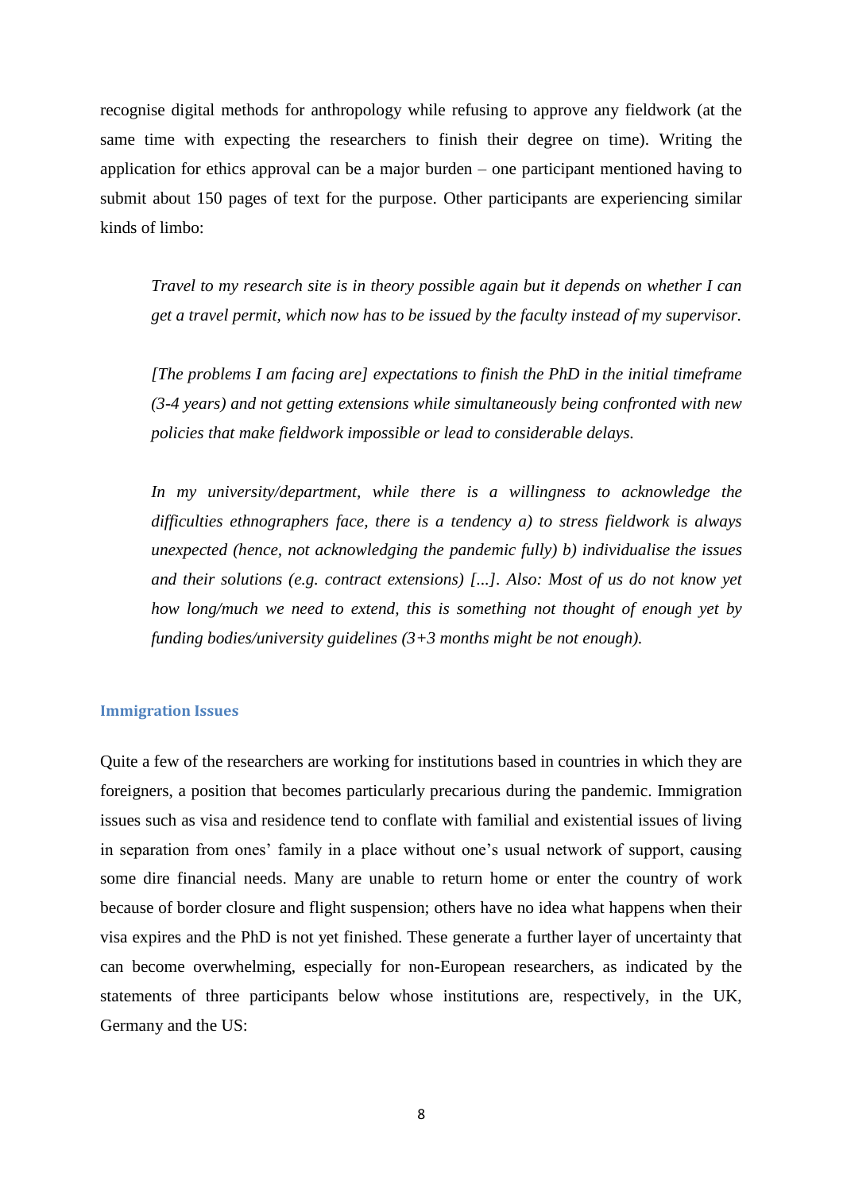recognise digital methods for anthropology while refusing to approve any fieldwork (at the same time with expecting the researchers to finish their degree on time). Writing the application for ethics approval can be a major burden – one participant mentioned having to submit about 150 pages of text for the purpose. Other participants are experiencing similar kinds of limbo:

> *Travel to my research site is in theory possible again but it depends on whether I can get a travel permit, which now has to be issued by the faculty instead of my supervisor.*

> *[The problems I am facing are] expectations to finish the PhD in the initial timeframe (3-4 years) and not getting extensions while simultaneously being confronted with new policies that make fieldwork impossible or lead to considerable delays.*

> *In my university/department, while there is a willingness to acknowledge the difficulties ethnographers face, there is a tendency a) to stress fieldwork is always unexpected (hence, not acknowledging the pandemic fully) b) individualise the issues and their solutions (e.g. contract extensions) [...]. Also: Most of us do not know yet how long/much we need to extend, this is something not thought of enough yet by funding bodies/university guidelines (3+3 months might be not enough).*

### Immigration Issues

Quite a few of the researchers are working for institutions based in countries in which they are foreigners, a position that becomes particularly precarious during the pandemic. Immigration issues such as visa and residence tend to conflate with familial and existential issues of living in separation from ones' family in a place without one's usual network of support, causing some dire financial needs. Many are unable to return home or enter the country of work because of border closure and flight suspension; others have no idea what happens when their visa expires and the PhD is not yet finished. These generate a further layer of uncertainty that can become overwhelming, especially for non-European researchers, as indicated by the statements of three participants below whose institutions are, respectively, in the UK, Germany and the US: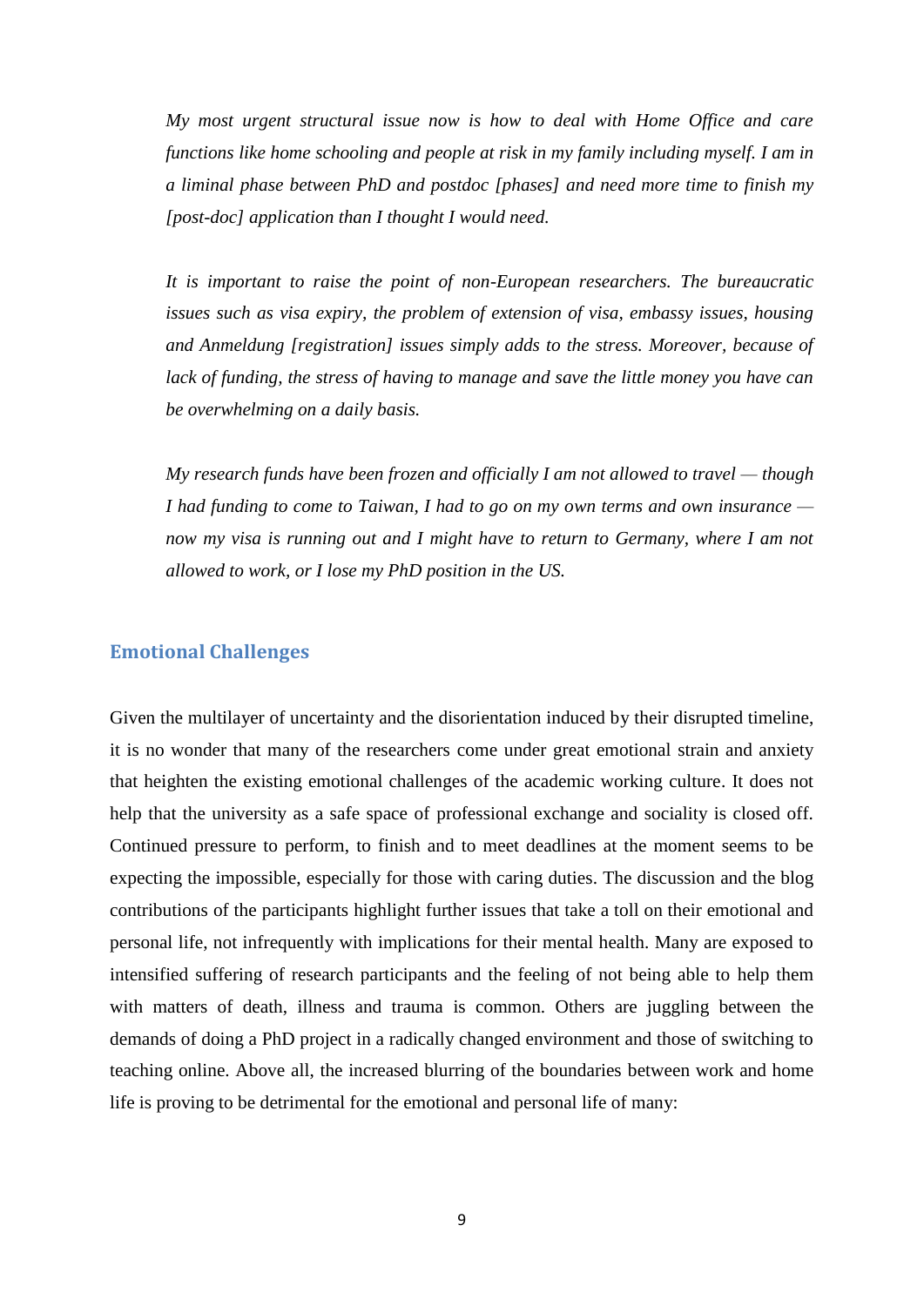*My most urgent structural issue now is how to deal with Home Office and care functions like home schooling and people at risk in my family including myself. I am in a liminal phase between PhD and postdoc [phases] and need more time to finish my [post-doc] application than I thought I would need.*

*It is important to raise the point of non-European researchers. The bureaucratic issues such as visa expiry, the problem of extension of visa, embassy issues, housing and Anmeldung [registration] issues simply adds to the stress. Moreover, because of lack of funding, the stress of having to manage and save the little money you have can be overwhelming on a daily basis.*

*My research funds have been frozen and officially I am not allowed to travel — though I had funding to come to Taiwan, I had to go on my own terms and own insurance — now my visa is running out and I might have to return to Germany, where I am not allowed to work, or I lose my PhD position in the US.*

## Emotional Challenges

Given the multilayer of uncertainty and the disorientation induced by their disrupted timeline, it is no wonder that many of the researchers come under great emotional strain and anxiety that heighten the existing emotional challenges of the academic working culture. It does not help that the university as a safe space of professional exchange and sociality is closed off. Continued pressure to perform, to finish and to meet deadlines at the moment seems to be expecting the impossible, especially for those with caring duties. The discussion and the blog contributions of the participants highlight further issues that take a toll on their emotional and personal life, not infrequently with implications for their mental health. Many are exposed to intensified suffering of research participants and the feeling of not being able to help them with matters of death, illness and trauma is common. Others are juggling between the demands of doing a PhD project in a radically changed environment and those of switching to teaching online. Above all, the increased blurring of the boundaries between work and home life is proving to be detrimental for the emotional and personal life of many: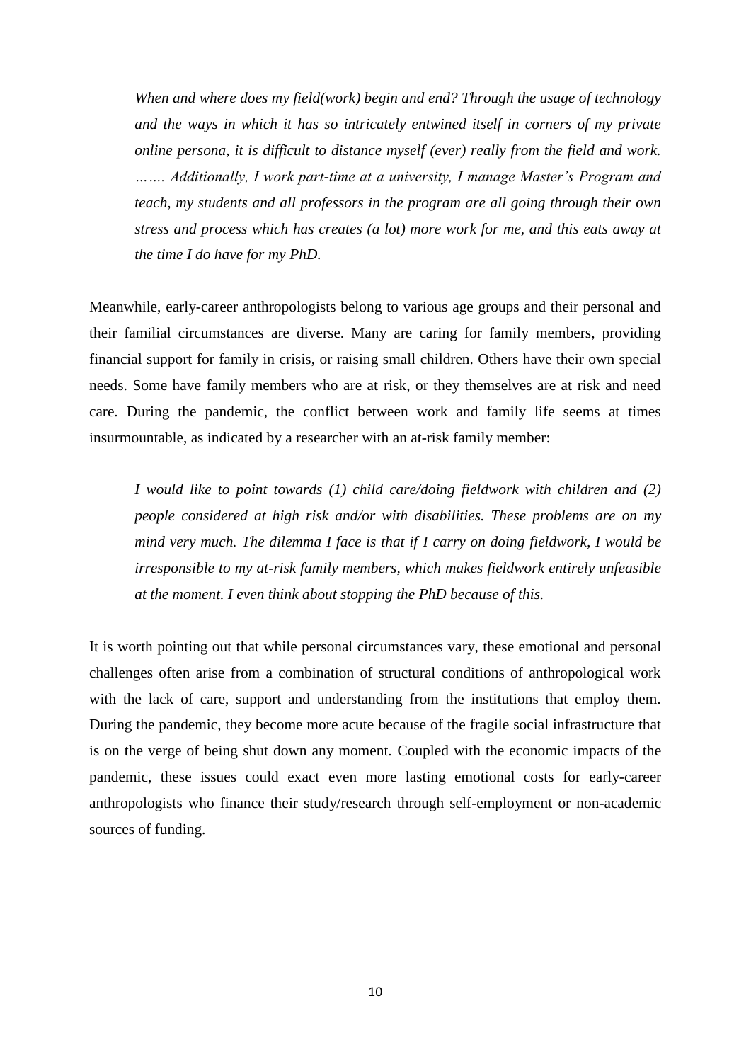> *When and where does my field(work) begin and end? Through the usage of technology and the ways in which it has so intricately entwined itself in corners of my private online persona, it is difficult to distance myself (ever) really from the field and work. ……. Additionally, I work part-time at a university, I manage Master's Program and teach, my students and all professors in the program are all going through their own stress and process which has creates (a lot) more work for me, and this eats away at the time I do have for my PhD.*

Meanwhile, early-career anthropologists belong to various age groups and their personal and their familial circumstances are diverse. Many are caring for family members, providing financial support for family in crisis, or raising small children. Others have their own special needs. Some have family members who are at risk, or they themselves are at risk and need care. During the pandemic, the conflict between work and family life seems at times insurmountable, as indicated by a researcher with an at-risk family member:

> *I would like to point towards (1) child care/doing fieldwork with children and (2) people considered at high risk and/or with disabilities. These problems are on my mind very much. The dilemma I face is that if I carry on doing fieldwork, I would be irresponsible to my at-risk family members, which makes fieldwork entirely unfeasible at the moment. I even think about stopping the PhD because of this.*

It is worth pointing out that while personal circumstances vary, these emotional and personal challenges often arise from a combination of structural conditions of anthropological work with the lack of care, support and understanding from the institutions that employ them. During the pandemic, they become more acute because of the fragile social infrastructure that is on the verge of being shut down any moment. Coupled with the economic impacts of the pandemic, these issues could exact even more lasting emotional costs for early-career anthropologists who finance their study/research through self-employment or non-academic sources of funding.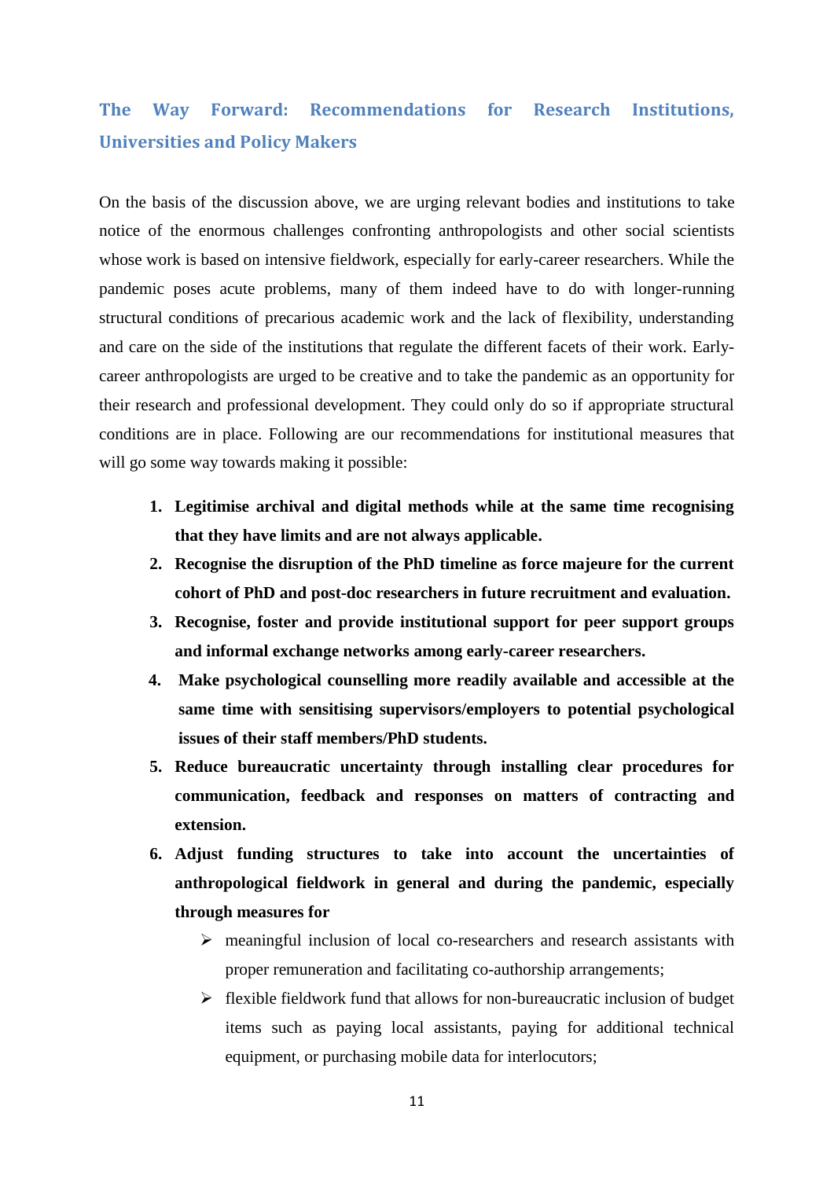## The Way Forward: Recommendations for Research Institutions, Universities and Policy Makers

On the basis of the discussion above, we are urging relevant bodies and institutions to take notice of the enormous challenges confronting anthropologists and other social scientists whose work is based on intensive fieldwork, especially for early-career researchers. While the pandemic poses acute problems, many of them indeed have to do with longer-running structural conditions of precarious academic work and the lack of flexibility, understanding and care on the side of the institutions that regulate the different facets of their work. Early-career anthropologists are urged to be creative and to take the pandemic as an opportunity for their research and professional development. They could only do so if appropriate structural conditions are in place. Following are our recommendations for institutional measures that will go some way towards making it possible:

1. **Legitimise archival and digital methods while at the same time recognising that they have limits and are not always applicable.**
2. **Recognise the disruption of the PhD timeline as force majeure for the current cohort of PhD and post-doc researchers in future recruitment and evaluation.**
3. **Recognise, foster and provide institutional support for peer support groups and informal exchange networks among early-career researchers.**
4. **Make psychological counselling more readily available and accessible at the same time with sensitising supervisors/employers to potential psychological issues of their staff members/PhD students.**
5. **Reduce bureaucratic uncertainty through installing clear procedures for communication, feedback and responses on matters of contracting and extension.**
6. **Adjust funding structures to take into account the uncertainties of anthropological fieldwork in general and during the pandemic, especially through measures for**
   - meaningful inclusion of local co-researchers and research assistants with proper remuneration and facilitating co-authorship arrangements;
   - flexible fieldwork fund that allows for non-bureaucratic inclusion of budget items such as paying local assistants, paying for additional technical equipment, or purchasing mobile data for interlocutors;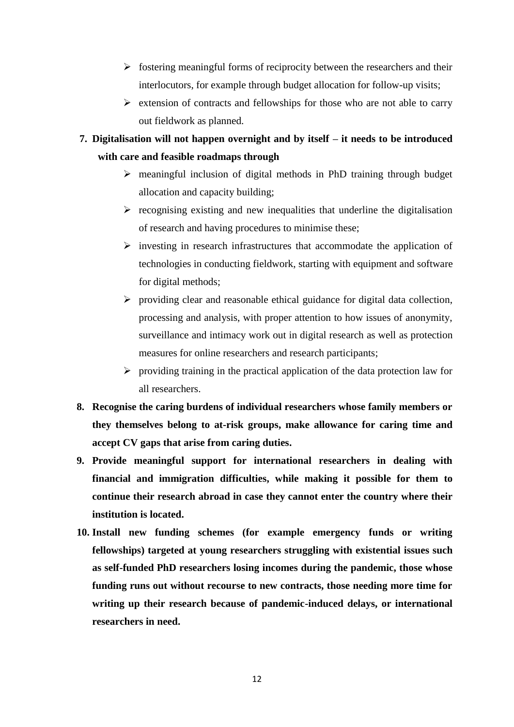- fostering meaningful forms of reciprocity between the researchers and their interlocutors, for example through budget allocation for follow-up visits;
- extension of contracts and fellowships for those who are not able to carry out fieldwork as planned.

7. **Digitalisation will not happen overnight and by itself – it needs to be introduced with care and feasible roadmaps through**
   - meaningful inclusion of digital methods in PhD training through budget allocation and capacity building;
   - recognising existing and new inequalities that underline the digitalisation of research and having procedures to minimise these;
   - investing in research infrastructures that accommodate the application of technologies in conducting fieldwork, starting with equipment and software for digital methods;
   - providing clear and reasonable ethical guidance for digital data collection, processing and analysis, with proper attention to how issues of anonymity, surveillance and intimacy work out in digital research as well as protection measures for online researchers and research participants;
   - providing training in the practical application of the data protection law for all researchers.
8. **Recognise the caring burdens of individual researchers whose family members or they themselves belong to at-risk groups, make allowance for caring time and accept CV gaps that arise from caring duties.**
9. **Provide meaningful support for international researchers in dealing with financial and immigration difficulties, while making it possible for them to continue their research abroad in case they cannot enter the country where their institution is located.**
10. **Install new funding schemes (for example emergency funds or writing fellowships) targeted at young researchers struggling with existential issues such as self-funded PhD researchers losing incomes during the pandemic, those whose funding runs out without recourse to new contracts, those needing more time for writing up their research because of pandemic-induced delays, or international researchers in need.**